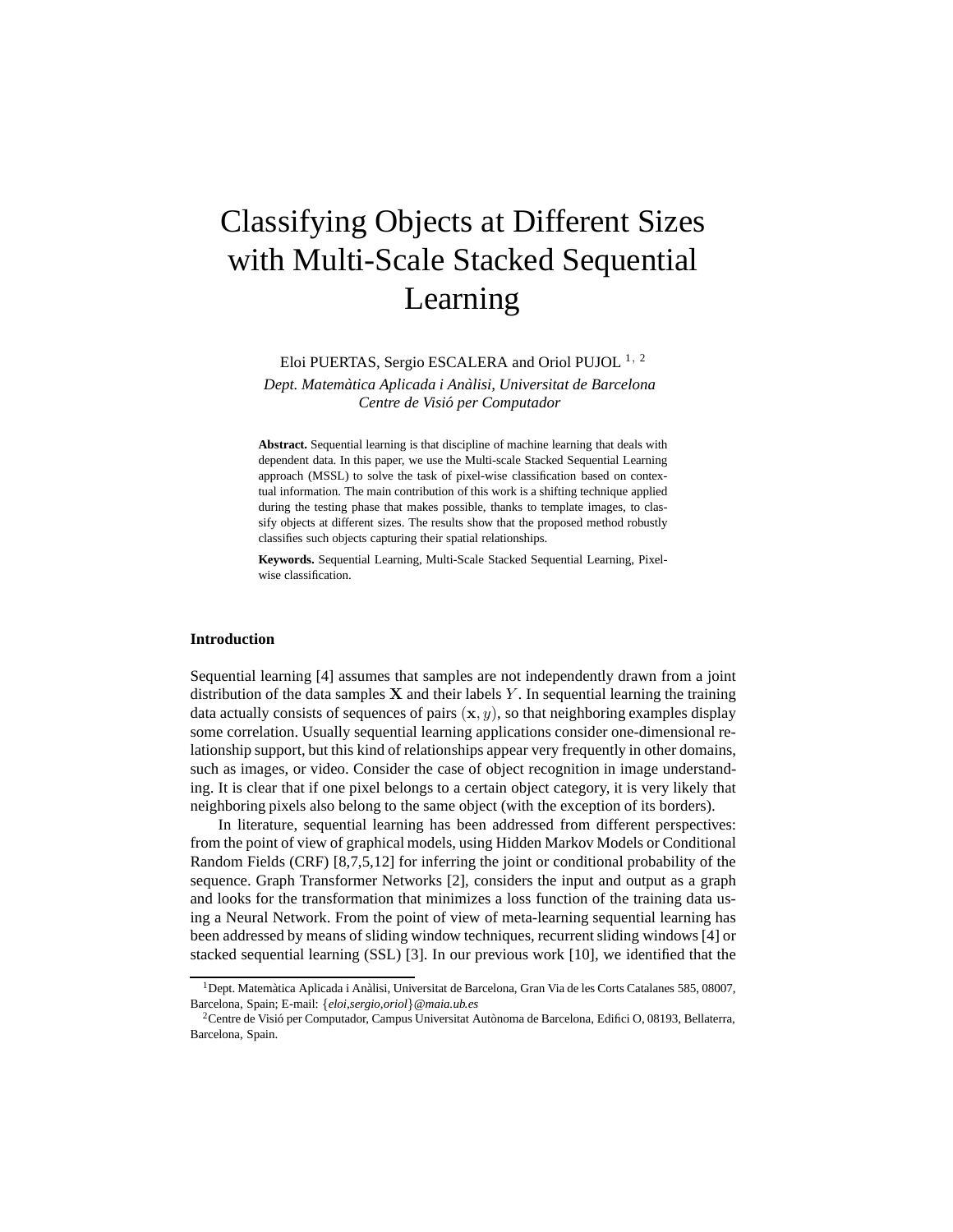# Classifying Objects at Different Sizes with Multi-Scale Stacked Sequential Learning

Eloi PUERTAS, Sergio ESCALERA and Oriol PUJOL [1, 2]

*Dept. Matemàtica Aplicada i Anàlisi, Universitat de Barcelona*
*Centre de Visió per Computador*

**Abstract.** Sequential learning is that discipline of machine learning that deals with dependent data. In this paper, we use the Multi-scale Stacked Sequential Learning approach (MSSL) to solve the task of pixel-wise classification based on contextual information. The main contribution of this work is a shifting technique applied during the testing phase that makes possible, thanks to template images, to classify objects at different sizes. The results show that the proposed method robustly classifies such objects capturing their spatial relationships.

**Keywords.** Sequential Learning, Multi-Scale Stacked Sequential Learning, Pixel-wise classification.

## Introduction

Sequential learning [4] assumes that samples are not independently drawn from a joint distribution of the data samples $\mathbf{X}$ and their labels $Y$. In sequential learning the training data actually consists of sequences of pairs $(\mathbf{x}, y)$, so that neighboring examples display some correlation. Usually sequential learning applications consider one-dimensional relationship support, but this kind of relationships appear very frequently in other domains, such as images, or video. Consider the case of object recognition in image understanding. It is clear that if one pixel belongs to a certain object category, it is very likely that neighboring pixels also belong to the same object (with the exception of its borders).

In literature, sequential learning has been addressed from different perspectives: from the point of view of graphical models, using Hidden Markov Models or Conditional Random Fields (CRF) [8,7,5,12] for inferring the joint or conditional probability of the sequence. Graph Transformer Networks [2], considers the input and output as a graph and looks for the transformation that minimizes a loss function of the training data using a Neural Network. From the point of view of meta-learning sequential learning has been addressed by means of sliding window techniques, recurrent sliding windows [4] or stacked sequential learning (SSL) [3]. In our previous work [10], we identified that the

[1] Dept. Matemàtica Aplicada i Anàlisi, Universitat de Barcelona, Gran Via de les Corts Catalanes 585, 08007, Barcelona, Spain; E-mail: {*eloi,sergio,oriol*}*@maia.ub.es*

[2] Centre de Visió per Computador, Campus Universitat Autònoma de Barcelona, Edifici O, 08193, Bellaterra, Barcelona, Spain.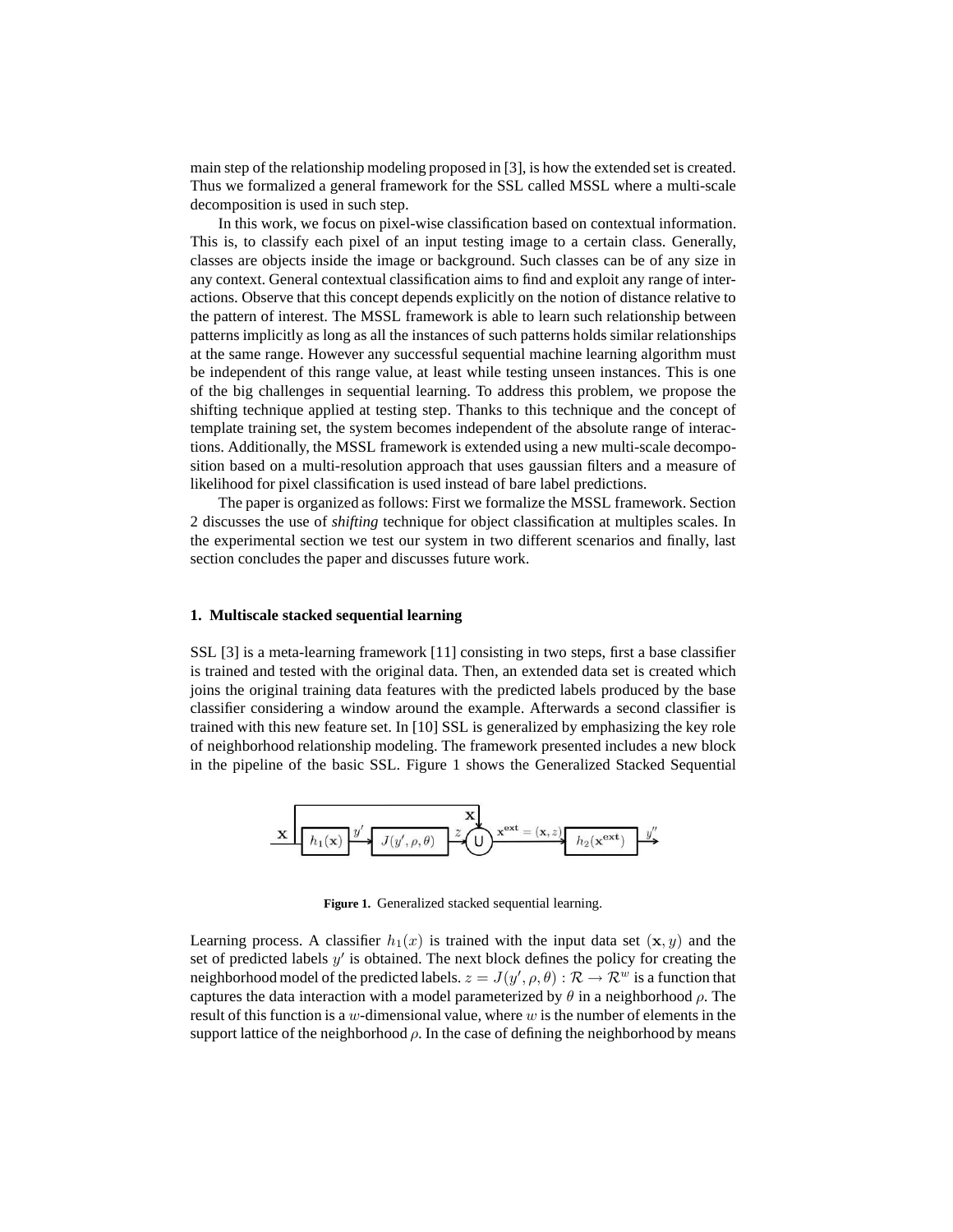main step of the relationship modeling proposed in [3], is how the extended set is created. Thus we formalized a general framework for the SSL called MSSL where a multi-scale decomposition is used in such step.

In this work, we focus on pixel-wise classification based on contextual information. This is, to classify each pixel of an input testing image to a certain class. Generally, classes are objects inside the image or background. Such classes can be of any size in any context. General contextual classification aims to find and exploit any range of interactions. Observe that this concept depends explicitly on the notion of distance relative to the pattern of interest. The MSSL framework is able to learn such relationship between patterns implicitly as long as all the instances of such patterns holds similar relationships at the same range. However any successful sequential machine learning algorithm must be independent of this range value, at least while testing unseen instances. This is one of the big challenges in sequential learning. To address this problem, we propose the shifting technique applied at testing step. Thanks to this technique and the concept of template training set, the system becomes independent of the absolute range of interactions. Additionally, the MSSL framework is extended using a new multi-scale decomposition based on a multi-resolution approach that uses gaussian filters and a measure of likelihood for pixel classification is used instead of bare label predictions.

The paper is organized as follows: First we formalize the MSSL framework. Section 2 discusses the use of *shifting* technique for object classification at multiples scales. In the experimental section we test our system in two different scenarios and finally, last section concludes the paper and discusses future work.

## 1. Multiscale stacked sequential learning

SSL [3] is a meta-learning framework [11] consisting in two steps, first a base classifier is trained and tested with the original data. Then, an extended data set is created which joins the original training data features with the predicted labels produced by the base classifier considering a window around the example. Afterwards a second classifier is trained with this new feature set. In [10] SSL is generalized by emphasizing the key role of neighborhood relationship modeling. The framework presented includes a new block in the pipeline of the basic SSL. Figure 1 shows the Generalized Stacked Sequential

Figure 1. Generalized stacked sequential learning.

Learning process. A classifier $h_1(x)$ is trained with the input data set $(\mathbf{x}, y)$ and the set of predicted labels $y'$ is obtained. The next block defines the policy for creating the neighborhood model of the predicted labels. $z = J(y', \rho, \theta) : \mathcal{R} \rightarrow \mathcal{R}^w$ is a function that captures the data interaction with a model parameterized by $\theta$ in a neighborhood $\rho$. The result of this function is a $w$-dimensional value, where $w$ is the number of elements in the support lattice of the neighborhood $\rho$. In the case of defining the neighborhood by means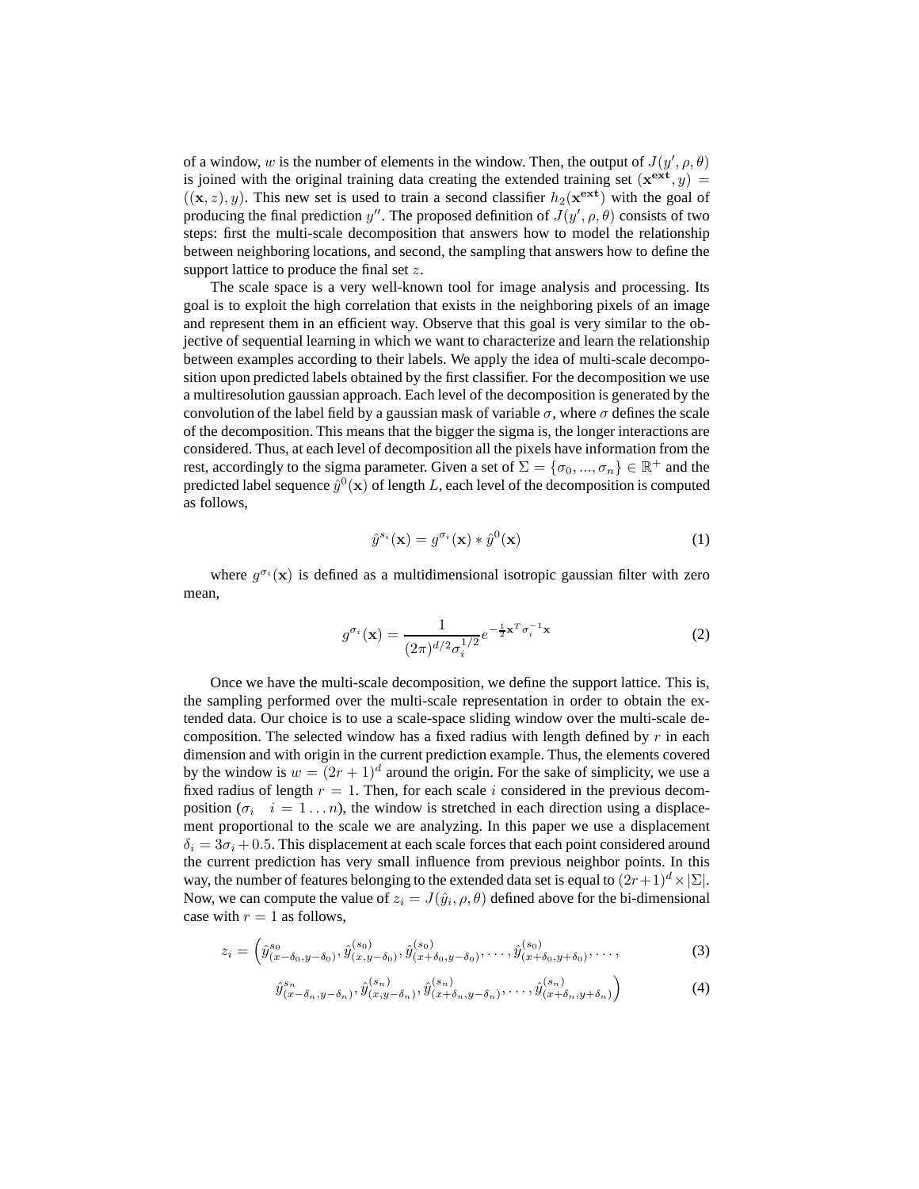of a window, $w$ is the number of elements in the window. Then, the output of $J(y', \rho, \theta)$ is joined with the original training data creating the extended training set $(\mathbf{x^{ext}}, y) = ((\mathbf{x}, z), y)$. This new set is used to train a second classifier $h_2(\mathbf{x^{ext}})$ with the goal of producing the final prediction $y''$. The proposed definition of $J(y', \rho, \theta)$ consists of two steps: first the multi-scale decomposition that answers how to model the relationship between neighboring locations, and second, the sampling that answers how to define the support lattice to produce the final set $z$.

The scale space is a very well-known tool for image analysis and processing. Its goal is to exploit the high correlation that exists in the neighboring pixels of an image and represent them in an efficient way. Observe that this goal is very similar to the objective of sequential learning in which we want to characterize and learn the relationship between examples according to their labels. We apply the idea of multi-scale decomposition upon predicted labels obtained by the first classifier. For the decomposition we use a multiresolution gaussian approach. Each level of the decomposition is generated by the convolution of the label field by a gaussian mask of variable $\sigma$, where $\sigma$ defines the scale of the decomposition. This means that the bigger the sigma is, the longer interactions are considered. Thus, at each level of decomposition all the pixels have information from the rest, accordingly to the sigma parameter. Given a set of $\Sigma = \{\sigma_0, ..., \sigma_n\} \in \mathbb{R}^+$ and the predicted label sequence $\hat{y}^0(\mathbf{x})$ of length $L$, each level of the decomposition is computed as follows,

$$\hat{y}^{s_i}(\mathbf{x}) = g^{\sigma_i}(\mathbf{x}) * \hat{y}^0(\mathbf{x}) \tag{1}$$

where $g^{\sigma_i}(\mathbf{x})$ is defined as a multidimensional isotropic gaussian filter with zero mean,

$$g^{\sigma_i}(\mathbf{x}) = \frac{1}{(2\pi)^{d/2}\sigma_i^{1/2}} e^{-\frac{1}{2}\mathbf{x}^T \sigma_i^{-1} \mathbf{x}} \tag{2}$$

Once we have the multi-scale decomposition, we define the support lattice. This is, the sampling performed over the multi-scale representation in order to obtain the extended data. Our choice is to use a scale-space sliding window over the multi-scale decomposition. The selected window has a fixed radius with length defined by $r$ in each dimension and with origin in the current prediction example. Thus, the elements covered by the window is $w = (2r+1)^d$ around the origin. For the sake of simplicity, we use a fixed radius of length $r = 1$. Then, for each scale $i$ considered in the previous decomposition ($\sigma_i \quad i = 1 \ldots n$), the window is stretched in each direction using a displacement proportional to the scale we are analyzing. In this paper we use a displacement $\delta_i = 3\sigma_i + 0.5$. This displacement at each scale forces that each point considered around the current prediction has very small influence from previous neighbor points. In this way, the number of features belonging to the extended data set is equal to $(2r+1)^d \times |\Sigma|$. Now, we can compute the value of $z_i = J(\hat{y}_i, \rho, \theta)$ defined above for the bi-dimensional case with $r = 1$ as follows,

$$z_i = \Big(\hat{y}^{s_0}_{(x-\delta_0, y-\delta_0)}, \hat{y}^{(s_0)}_{(x, y-\delta_0)}, \hat{y}^{(s_0)}_{(x+\delta_0, y-\delta_0)}, \ldots, \hat{y}^{(s_0)}_{(x+\delta_0, y+\delta_0)}, \ldots, \tag{3}$$

$$\hat{y}^{s_n}_{(x-\delta_n, y-\delta_n)}, \hat{y}^{(s_n)}_{(x, y-\delta_n)}, \hat{y}^{(s_n)}_{(x+\delta_n, y-\delta_n)}, \ldots, \hat{y}^{(s_n)}_{(x+\delta_n, y+\delta_n)}\Big) \tag{4}$$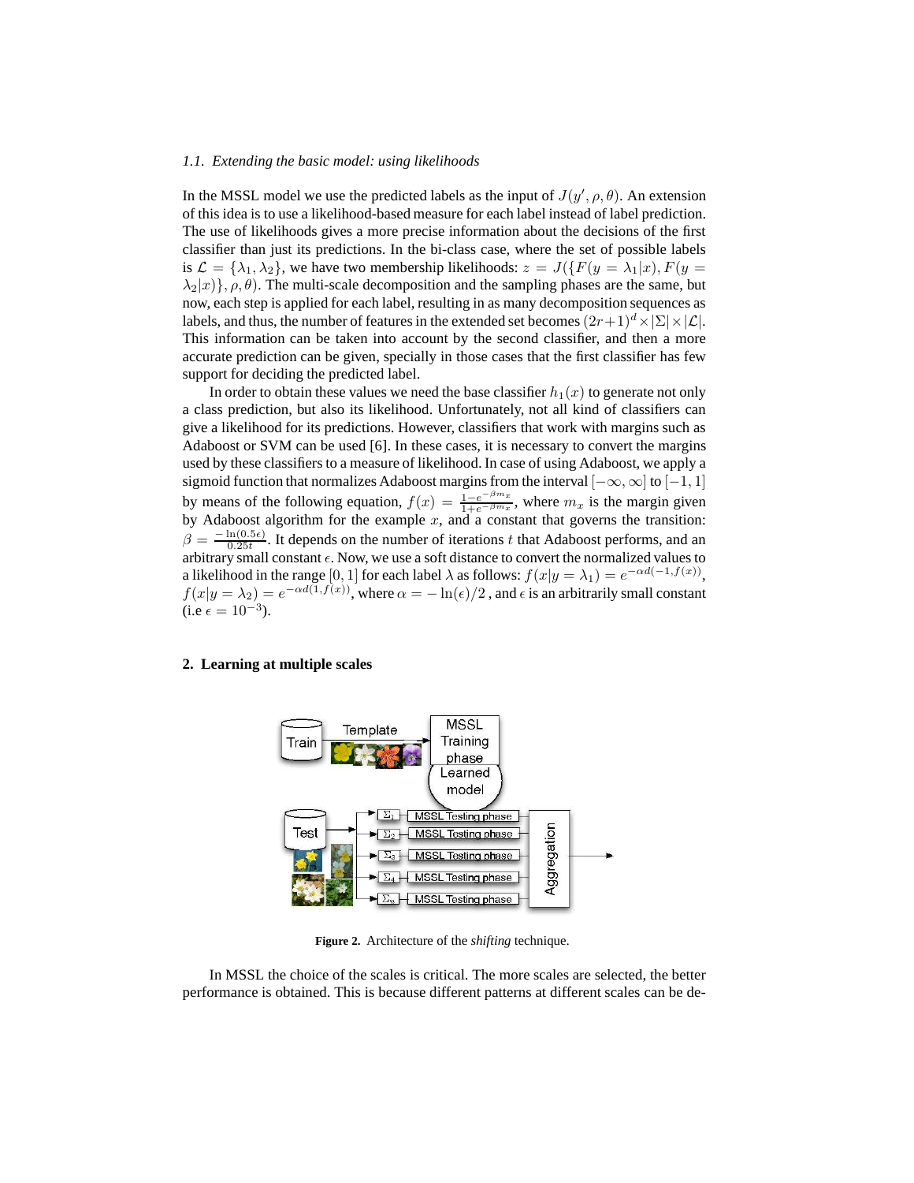### *1.1. Extending the basic model: using likelihoods*

In the MSSL model we use the predicted labels as the input of $J(y', \rho, \theta)$. An extension of this idea is to use a likelihood-based measure for each label instead of label prediction. The use of likelihoods gives a more precise information about the decisions of the first classifier than just its predictions. In the bi-class case, where the set of possible labels is $\mathcal{L} = \{\lambda_1, \lambda_2\}$, we have two membership likelihoods: $z = J(\{F(y = \lambda_1|x), F(y = \lambda_2|x)\}, \rho, \theta)$. The multi-scale decomposition and the sampling phases are the same, but now, each step is applied for each label, resulting in as many decomposition sequences as labels, and thus, the number of features in the extended set becomes $(2r+1)^d \times |\Sigma| \times |\mathcal{L}|$. This information can be taken into account by the second classifier, and then a more accurate prediction can be given, specially in those cases that the first classifier has few support for deciding the predicted label.

In order to obtain these values we need the base classifier $h_1(x)$ to generate not only a class prediction, but also its likelihood. Unfortunately, not all kind of classifiers can give a likelihood for its predictions. However, classifiers that work with margins such as Adaboost or SVM can be used [6]. In these cases, it is necessary to convert the margins used by these classifiers to a measure of likelihood. In case of using Adaboost, we apply a sigmoid function that normalizes Adaboost margins from the interval $[-\infty, \infty]$ to $[-1, 1]$ by means of the following equation, $f(x) = \frac{1-e^{-\beta m_x}}{1+e^{-\beta m_x}}$, where $m_x$ is the margin given by Adaboost algorithm for the example $x$, and a constant that governs the transition: $\beta = \frac{-\ln(0.5\epsilon)}{0.25t}$. It depends on the number of iterations $t$ that Adaboost performs, and an arbitrary small constant $\epsilon$. Now, we use a soft distance to convert the normalized values to a likelihood in the range $[0, 1]$ for each label $\lambda$ as follows: $f(x|y = \lambda_1) = e^{-\alpha d(-1, f(x))}$, $f(x|y = \lambda_2) = e^{-\alpha d(1, f(x))}$, where $\alpha = -\ln(\epsilon)/2$ , and $\epsilon$ is an arbitrarily small constant (i.e $\epsilon = 10^{-3}$).

## 2. Learning at multiple scales

**Figure 2.** Architecture of the *shifting* technique.

In MSSL the choice of the scales is critical. The more scales are selected, the better performance is obtained. This is because different patterns at different scales can be de-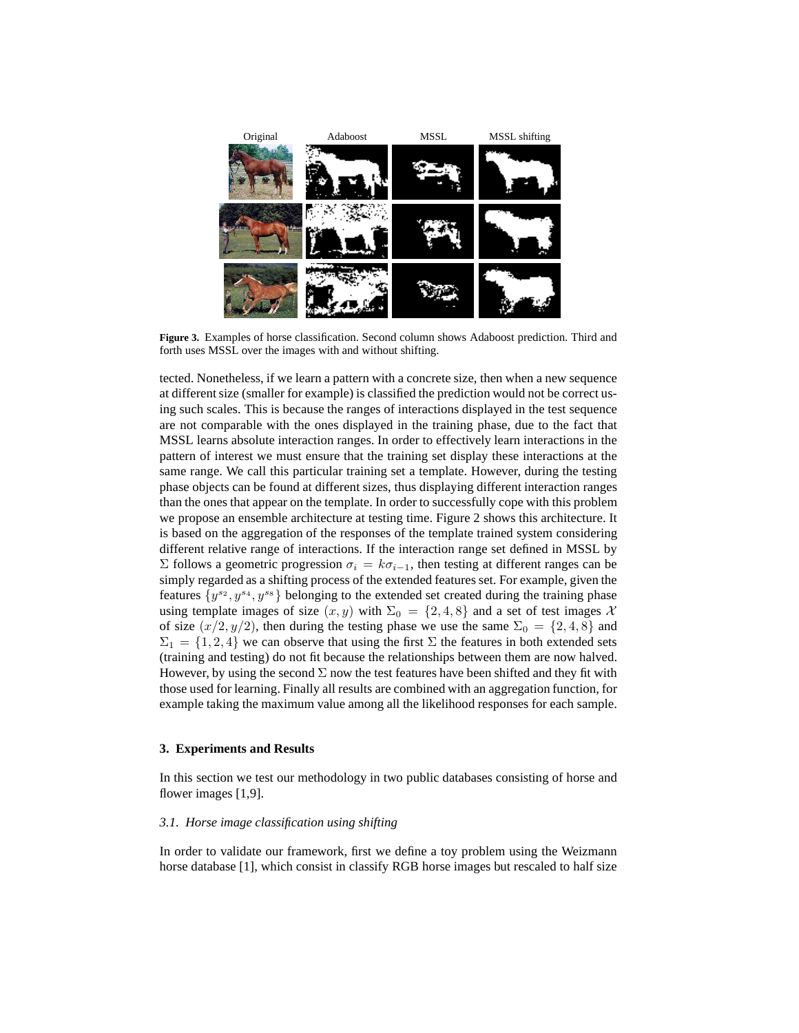**Figure 3.** Examples of horse classification. Second column shows Adaboost prediction. Third and forth uses MSSL over the images with and without shifting.

tected. Nonetheless, if we learn a pattern with a concrete size, then when a new sequence at different size (smaller for example) is classified the prediction would not be correct using such scales. This is because the ranges of interactions displayed in the test sequence are not comparable with the ones displayed in the training phase, due to the fact that MSSL learns absolute interaction ranges. In order to effectively learn interactions in the pattern of interest we must ensure that the training set display these interactions at the same range. We call this particular training set a template. However, during the testing phase objects can be found at different sizes, thus displaying different interaction ranges than the ones that appear on the template. In order to successfully cope with this problem we propose an ensemble architecture at testing time. Figure 2 shows this architecture. It is based on the aggregation of the responses of the template trained system considering different relative range of interactions. If the interaction range set defined in MSSL by $\Sigma$ follows a geometric progression $\sigma_i = k\sigma_{i-1}$, then testing at different ranges can be simply regarded as a shifting process of the extended features set. For example, given the features $\{y^{s_2}, y^{s_4}, y^{s_8}\}$ belonging to the extended set created during the training phase using template images of size $(x, y)$ with $\Sigma_0 = \{2, 4, 8\}$ and a set of test images $\mathcal{X}$ of size $(x/2, y/2)$, then during the testing phase we use the same $\Sigma_0 = \{2, 4, 8\}$ and $\Sigma_1 = \{1, 2, 4\}$ we can observe that using the first $\Sigma$ the features in both extended sets (training and testing) do not fit because the relationships between them are now halved. However, by using the second $\Sigma$ now the test features have been shifted and they fit with those used for learning. Finally all results are combined with an aggregation function, for example taking the maximum value among all the likelihood responses for each sample.

## 3. Experiments and Results

In this section we test our methodology in two public databases consisting of horse and flower images [1,9].

### *3.1. Horse image classification using shifting*

In order to validate our framework, first we define a toy problem using the Weizmann horse database [1], which consist in classify RGB horse images but rescaled to half size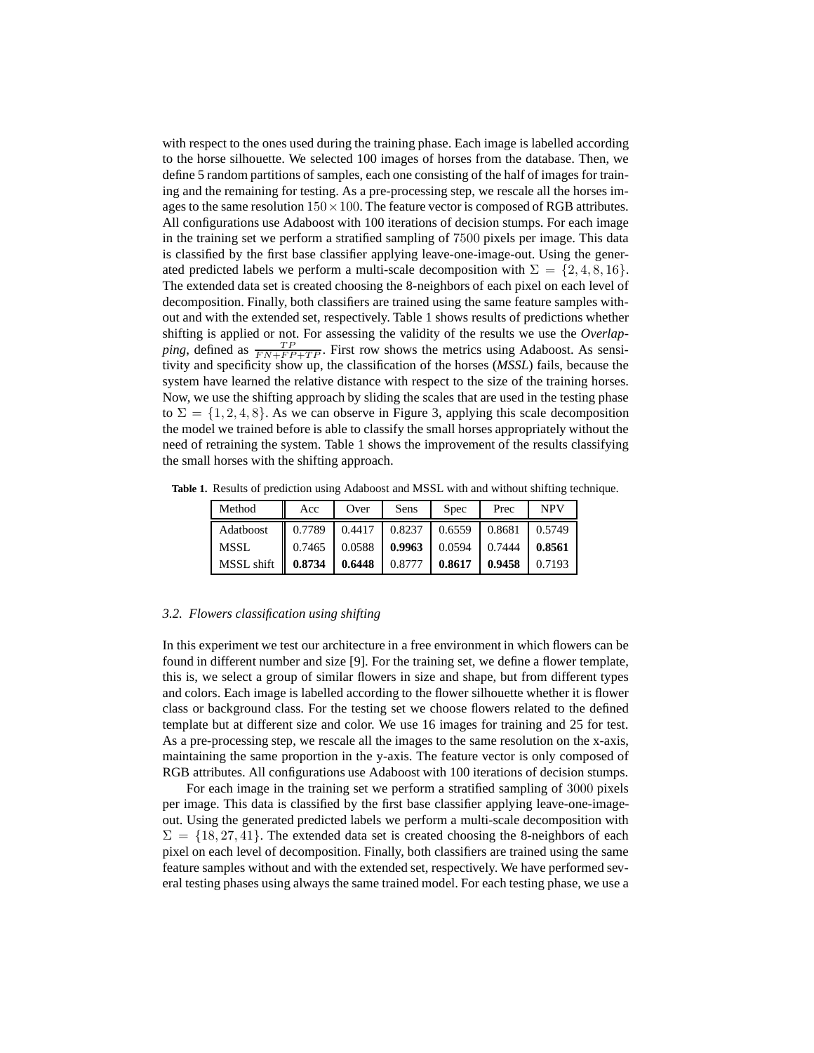with respect to the ones used during the training phase. Each image is labelled according to the horse silhouette. We selected 100 images of horses from the database. Then, we define 5 random partitions of samples, each one consisting of the half of images for training and the remaining for testing. As a pre-processing step, we rescale all the horses images to the same resolution $150 \times 100$. The feature vector is composed of RGB attributes. All configurations use Adaboost with 100 iterations of decision stumps. For each image in the training set we perform a stratified sampling of $7500$ pixels per image. This data is classified by the first base classifier applying leave-one-image-out. Using the generated predicted labels we perform a multi-scale decomposition with $\Sigma = \{2, 4, 8, 16\}$. The extended data set is created choosing the 8-neighbors of each pixel on each level of decomposition. Finally, both classifiers are trained using the same feature samples without and with the extended set, respectively. Table 1 shows results of predictions whether shifting is applied or not. For assessing the validity of the results we use the *Overlapping*, defined as $\frac{TP}{FN+FP+TP}$. First row shows the metrics using Adaboost. As sensitivity and specificity show up, the classification of the horses (*MSSL*) fails, because the system have learned the relative distance with respect to the size of the training horses. Now, we use the shifting approach by sliding the scales that are used in the testing phase to $\Sigma = \{1, 2, 4, 8\}$. As we can observe in Figure 3, applying this scale decomposition the model we trained before is able to classify the small horses appropriately without the need of retraining the system. Table 1 shows the improvement of the results classifying the small horses with the shifting approach.

**Table 1.** Results of prediction using Adaboost and MSSL with and without shifting technique.

| Method | Acc | Over | Sens | Spec | Prec | NPV |
|---|---|---|---|---|---|---|
| Adatboost | 0.7789 | 0.4417 | 0.8237 | 0.6559 | 0.8681 | 0.5749 |
| MSSL | 0.7465 | 0.0588 | **0.9963** | 0.0594 | 0.7444 | **0.8561** |
| MSSL shift | **0.8734** | **0.6448** | 0.8777 | **0.8617** | **0.9458** | 0.7193 |

### 3.2. Flowers classification using shifting

In this experiment we test our architecture in a free environment in which flowers can be found in different number and size [9]. For the training set, we define a flower template, this is, we select a group of similar flowers in size and shape, but from different types and colors. Each image is labelled according to the flower silhouette whether it is flower class or background class. For the testing set we choose flowers related to the defined template but at different size and color. We use 16 images for training and 25 for test. As a pre-processing step, we rescale all the images to the same resolution on the x-axis, maintaining the same proportion in the y-axis. The feature vector is only composed of RGB attributes. All configurations use Adaboost with 100 iterations of decision stumps.

For each image in the training set we perform a stratified sampling of $3000$ pixels per image. This data is classified by the first base classifier applying leave-one-image-out. Using the generated predicted labels we perform a multi-scale decomposition with $\Sigma = \{18, 27, 41\}$. The extended data set is created choosing the 8-neighbors of each pixel on each level of decomposition. Finally, both classifiers are trained using the same feature samples without and with the extended set, respectively. We have performed several testing phases using always the same trained model. For each testing phase, we use a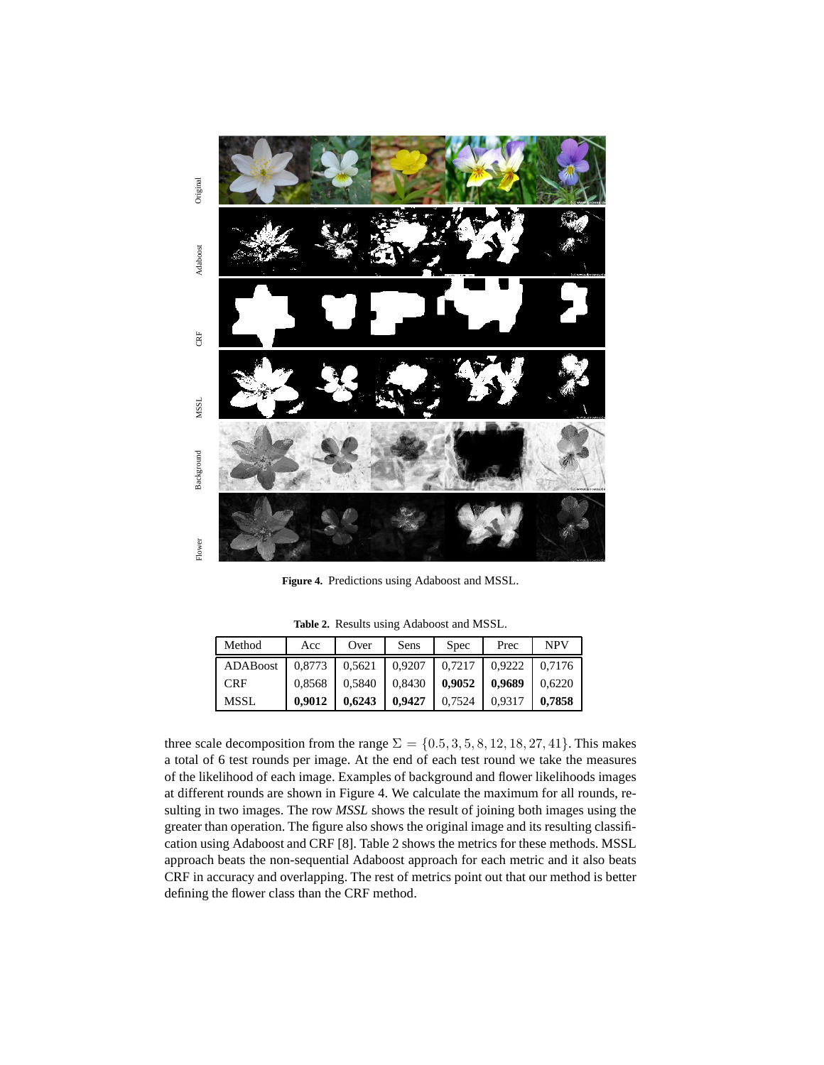Figure 4. Predictions using Adaboost and MSSL.

Table 2. Results using Adaboost and MSSL.

| Method | Acc | Over | Sens | Spec | Prec | NPV |
|---|---|---|---|---|---|---|
| ADABoost | 0,8773 | 0,5621 | 0,9207 | 0,7217 | 0,9222 | 0,7176 |
| CRF | 0,8568 | 0,5840 | 0,8430 | **0,9052** | **0,9689** | 0,6220 |
| MSSL | **0,9012** | **0,6243** | **0,9427** | 0,7524 | 0,9317 | **0,7858** |

three scale decomposition from the range $\Sigma = \{0.5, 3, 5, 8, 12, 18, 27, 41\}$. This makes a total of 6 test rounds per image. At the end of each test round we take the measures of the likelihood of each image. Examples of background and flower likelihoods images at different rounds are shown in Figure 4. We calculate the maximum for all rounds, resulting in two images. The row *MSSL* shows the result of joining both images using the greater than operation. The figure also shows the original image and its resulting classification using Adaboost and CRF [8]. Table 2 shows the metrics for these methods. MSSL approach beats the non-sequential Adaboost approach for each metric and it also beats CRF in accuracy and overlapping. The rest of metrics point out that our method is better defining the flower class than the CRF method.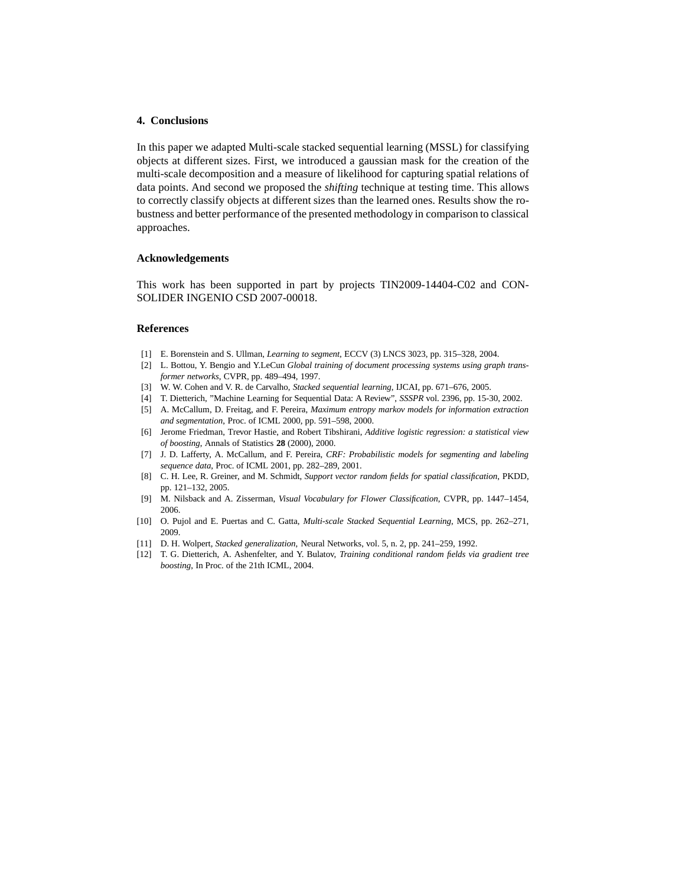## 4. Conclusions

In this paper we adapted Multi-scale stacked sequential learning (MSSL) for classifying objects at different sizes. First, we introduced a gaussian mask for the creation of the multi-scale decomposition and a measure of likelihood for capturing spatial relations of data points. And second we proposed the *shifting* technique at testing time. This allows to correctly classify objects at different sizes than the learned ones. Results show the robustness and better performance of the presented methodology in comparison to classical approaches.

### Acknowledgements

This work has been supported in part by projects TIN2009-14404-C02 and CONSOLIDER INGENIO CSD 2007-00018.

### References

[1] E. Borenstein and S. Ullman, *Learning to segment*, ECCV (3) LNCS 3023, pp. 315–328, 2004.

[2] L. Bottou, Y. Bengio and Y.LeCun *Global training of document processing systems using graph transformer networks*, CVPR, pp. 489–494, 1997.

[3] W. W. Cohen and V. R. de Carvalho, *Stacked sequential learning*, IJCAI, pp. 671–676, 2005.

[4] T. Dietterich, "Machine Learning for Sequential Data: A Review", *SSSPR* vol. 2396, pp. 15-30, 2002.

[5] A. McCallum, D. Freitag, and F. Pereira, *Maximum entropy markov models for information extraction and segmentation*, Proc. of ICML 2000, pp. 591–598, 2000.

[6] Jerome Friedman, Trevor Hastie, and Robert Tibshirani, *Additive logistic regression: a statistical view of boosting*, Annals of Statistics **28** (2000), 2000.

[7] J. D. Lafferty, A. McCallum, and F. Pereira, *CRF: Probabilistic models for segmenting and labeling sequence data*, Proc. of ICML 2001, pp. 282–289, 2001.

[8] C. H. Lee, R. Greiner, and M. Schmidt, *Support vector random fields for spatial classification*, PKDD, pp. 121–132, 2005.

[9] M. Nilsback and A. Zisserman, *Visual Vocabulary for Flower Classification*, CVPR, pp. 1447–1454, 2006.

[10] O. Pujol and E. Puertas and C. Gatta, *Multi-scale Stacked Sequential Learning*, MCS, pp. 262–271, 2009.

[11] D. H. Wolpert, *Stacked generalization*, Neural Networks, vol. 5, n. 2, pp. 241–259, 1992.

[12] T. G. Dietterich, A. Ashenfelter, and Y. Bulatov, *Training conditional random fields via gradient tree boosting*, In Proc. of the 21th ICML, 2004.